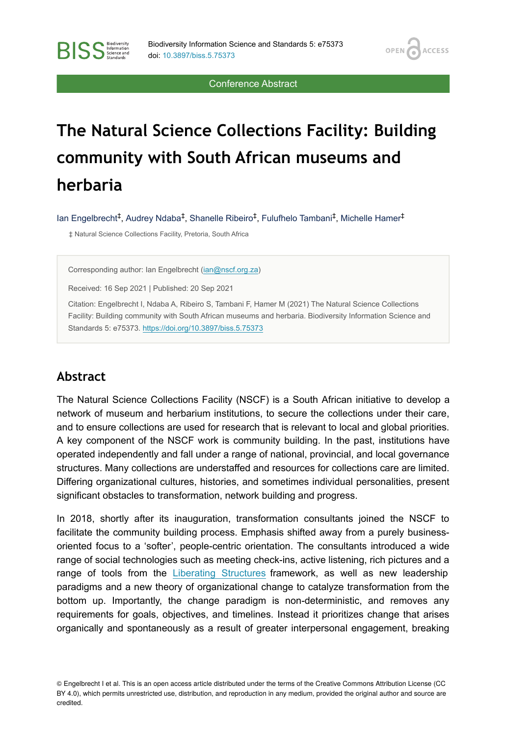Conference Abstract

# The Natural Science Collections Facility: Building community with South African museums and herbaria

Ian Engelbrecht[‡], Audrey Ndaba[‡], Shanelle Ribeiro[‡], Fulufhelo Tambani[‡], Michelle Hamer[‡]

‡ Natural Science Collections Facility, Pretoria, South Africa

Corresponding author: Ian Engelbrecht (ian@nscf.org.za)

Received: 16 Sep 2021 | Published: 20 Sep 2021

Citation: Engelbrecht I, Ndaba A, Ribeiro S, Tambani F, Hamer M (2021) The Natural Science Collections Facility: Building community with South African museums and herbaria. Biodiversity Information Science and Standards 5: e75373. https://doi.org/10.3897/biss.5.75373

## Abstract

The Natural Science Collections Facility (NSCF) is a South African initiative to develop a network of museum and herbarium institutions, to secure the collections under their care, and to ensure collections are used for research that is relevant to local and global priorities. A key component of the NSCF work is community building. In the past, institutions have operated independently and fall under a range of national, provincial, and local governance structures. Many collections are understaffed and resources for collections care are limited. Differing organizational cultures, histories, and sometimes individual personalities, present significant obstacles to transformation, network building and progress.

In 2018, shortly after its inauguration, transformation consultants joined the NSCF to facilitate the community building process. Emphasis shifted away from a purely business-oriented focus to a 'softer', people-centric orientation. The consultants introduced a wide range of social technologies such as meeting check-ins, active listening, rich pictures and a range of tools from the Liberating Structures framework, as well as new leadership paradigms and a new theory of organizational change to catalyze transformation from the bottom up. Importantly, the change paradigm is non-deterministic, and removes any requirements for goals, objectives, and timelines. Instead it prioritizes change that arises organically and spontaneously as a result of greater interpersonal engagement, breaking

© Engelbrecht I et al. This is an open access article distributed under the terms of the Creative Commons Attribution License (CC BY 4.0), which permits unrestricted use, distribution, and reproduction in any medium, provided the original author and source are credited.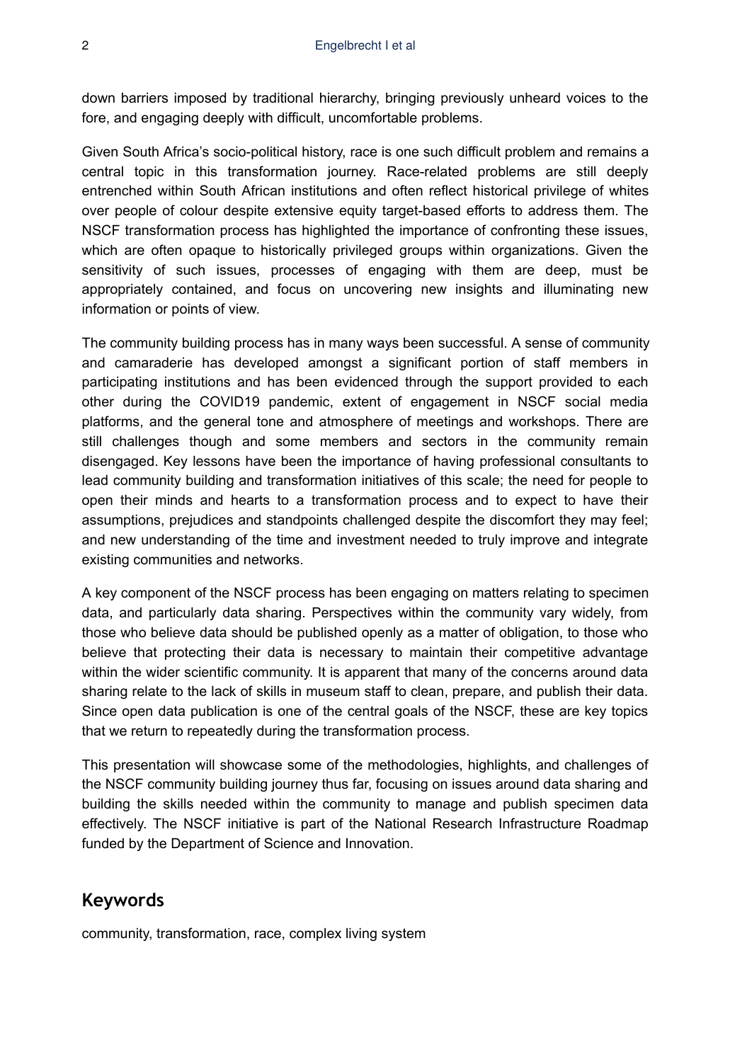down barriers imposed by traditional hierarchy, bringing previously unheard voices to the fore, and engaging deeply with difficult, uncomfortable problems.

Given South Africa's socio-political history, race is one such difficult problem and remains a central topic in this transformation journey. Race-related problems are still deeply entrenched within South African institutions and often reflect historical privilege of whites over people of colour despite extensive equity target-based efforts to address them. The NSCF transformation process has highlighted the importance of confronting these issues, which are often opaque to historically privileged groups within organizations. Given the sensitivity of such issues, processes of engaging with them are deep, must be appropriately contained, and focus on uncovering new insights and illuminating new information or points of view.

The community building process has in many ways been successful. A sense of community and camaraderie has developed amongst a significant portion of staff members in participating institutions and has been evidenced through the support provided to each other during the COVID19 pandemic, extent of engagement in NSCF social media platforms, and the general tone and atmosphere of meetings and workshops. There are still challenges though and some members and sectors in the community remain disengaged. Key lessons have been the importance of having professional consultants to lead community building and transformation initiatives of this scale; the need for people to open their minds and hearts to a transformation process and to expect to have their assumptions, prejudices and standpoints challenged despite the discomfort they may feel; and new understanding of the time and investment needed to truly improve and integrate existing communities and networks.

A key component of the NSCF process has been engaging on matters relating to specimen data, and particularly data sharing. Perspectives within the community vary widely, from those who believe data should be published openly as a matter of obligation, to those who believe that protecting their data is necessary to maintain their competitive advantage within the wider scientific community. It is apparent that many of the concerns around data sharing relate to the lack of skills in museum staff to clean, prepare, and publish their data. Since open data publication is one of the central goals of the NSCF, these are key topics that we return to repeatedly during the transformation process.

This presentation will showcase some of the methodologies, highlights, and challenges of the NSCF community building journey thus far, focusing on issues around data sharing and building the skills needed within the community to manage and publish specimen data effectively. The NSCF initiative is part of the National Research Infrastructure Roadmap funded by the Department of Science and Innovation.

## Keywords

community, transformation, race, complex living system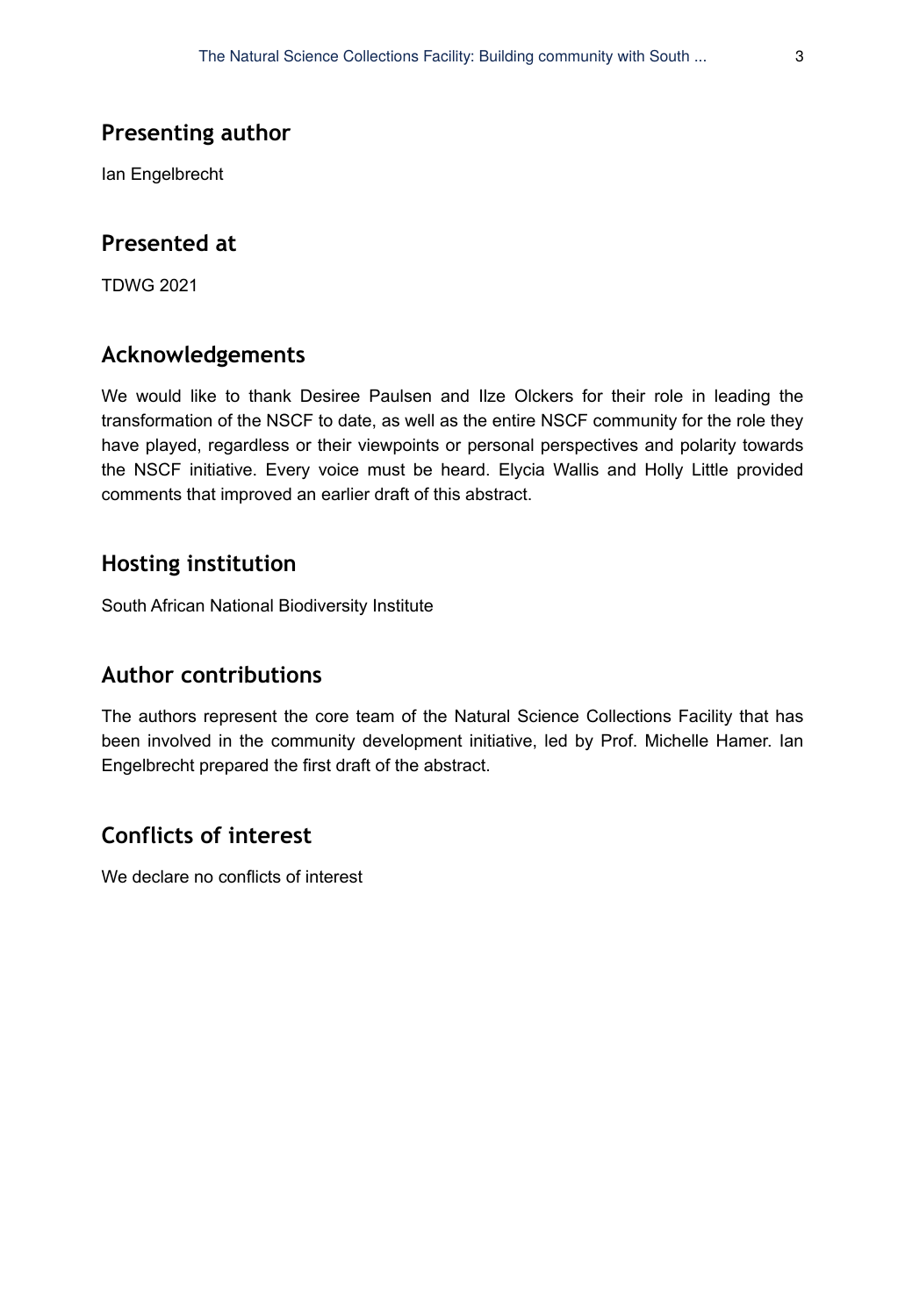## Presenting author

Ian Engelbrecht

## Presented at

TDWG 2021

## Acknowledgements

We would like to thank Desiree Paulsen and Ilze Olckers for their role in leading the transformation of the NSCF to date, as well as the entire NSCF community for the role they have played, regardless or their viewpoints or personal perspectives and polarity towards the NSCF initiative. Every voice must be heard. Elycia Wallis and Holly Little provided comments that improved an earlier draft of this abstract.

## Hosting institution

South African National Biodiversity Institute

## Author contributions

The authors represent the core team of the Natural Science Collections Facility that has been involved in the community development initiative, led by Prof. Michelle Hamer. Ian Engelbrecht prepared the first draft of the abstract.

## Conflicts of interest

We declare no conflicts of interest